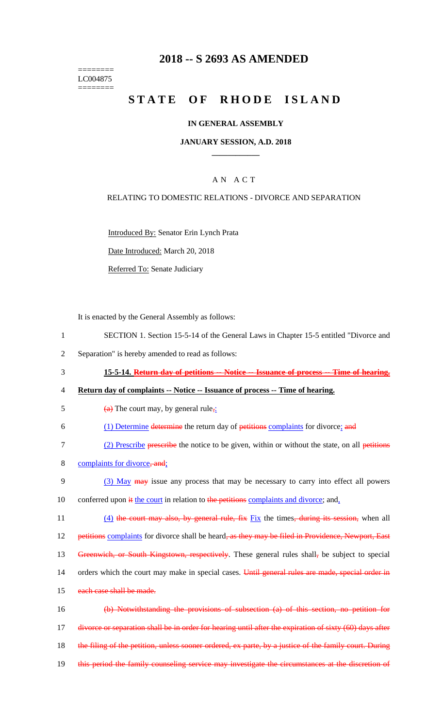# 2018 -- S 2693 AS AMENDED

========
LC004875
========

# STATE OF RHODE ISLAND

**IN GENERAL ASSEMBLY**

**JANUARY SESSION, A.D. 2018**

____________

A N A C T

RELATING TO DOMESTIC RELATIONS - DIVORCE AND SEPARATION

Introduced By: Senator Erin Lynch Prata

Date Introduced: March 20, 2018

Referred To: Senate Judiciary

It is enacted by the General Assembly as follows:

1 SECTION 1. Section 15-5-14 of the General Laws in Chapter 15-5 entitled "Divorce and
2 Separation" is hereby amended to read as follows:

3 **15-5-14. ~~Return day of petitions -- Notice -- Issuance of process -- Time of hearing.~~**
4 **Return day of complaints -- Notice -- Issuance of process -- Time of hearing.**

5 ~~(a)~~ The court may, by general rule~~,~~:

6 (1) Determine ~~determine~~ the return day of ~~petitions~~ complaints for divorce; ~~and~~

7 (2) Prescribe ~~prescribe~~ the notice to be given, within or without the state, on all ~~petitions~~
8 complaints for divorce~~, and~~;

9 (3) May ~~may~~ issue any process that may be necessary to carry into effect all powers
10 conferred upon ~~it~~ the court in relation to ~~the petitions~~ complaints and divorce; and,

11 (4) ~~the court may also, by general rule, fix~~ Fix the times~~, during its session,~~ when all
12 ~~petitions~~ complaints for divorce shall be heard~~, as they may be filed in Providence, Newport, East~~
13 ~~Greenwich, or South Kingstown, respectively~~. These general rules shall~~,~~ be subject to special
14 orders which the court may make in special cases. ~~Until general rules are made, special order in~~
15 ~~each case shall be made.~~

16 ~~(b) Notwithstanding the provisions of subsection (a) of this section, no petition for~~
17 ~~divorce or separation shall be in order for hearing until after the expiration of sixty (60) days after~~
18 ~~the filing of the petition, unless sooner ordered, ex parte, by a justice of the family court. During~~
19 ~~this period the family counseling service may investigate the circumstances at the discretion of~~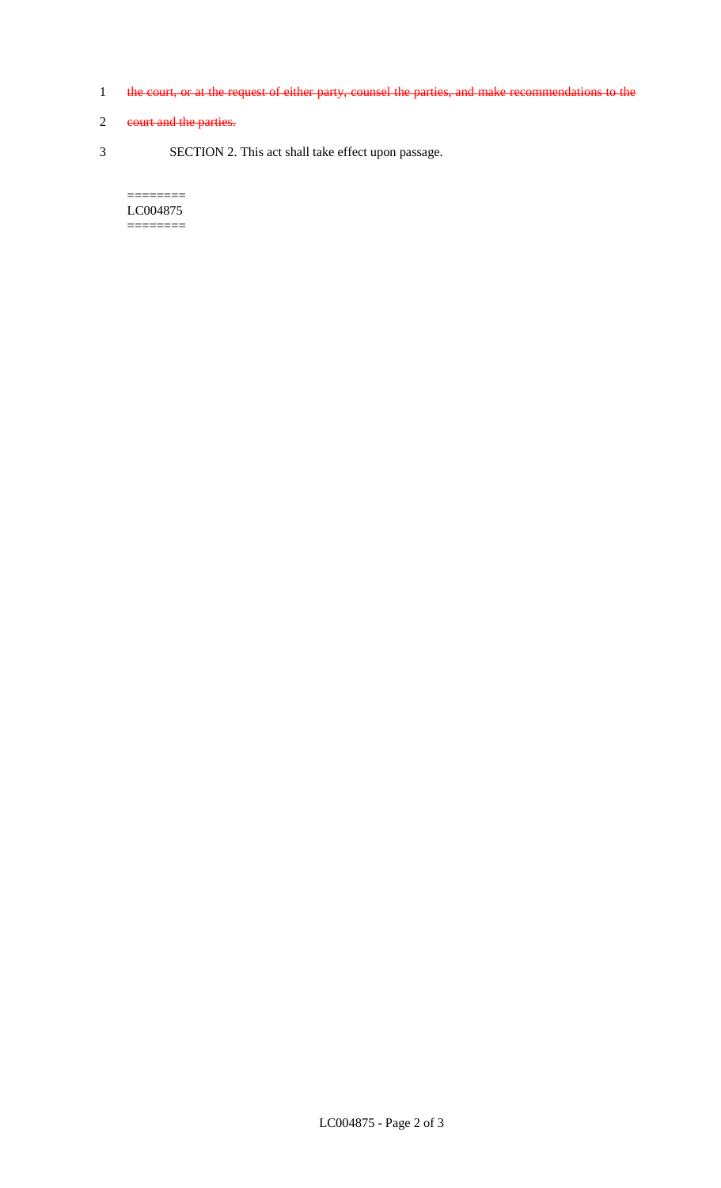~~the court, or at the request of either party, counsel the parties, and make recommendations to the court and the parties.~~

SECTION 2. This act shall take effect upon passage.

========
LC004875
========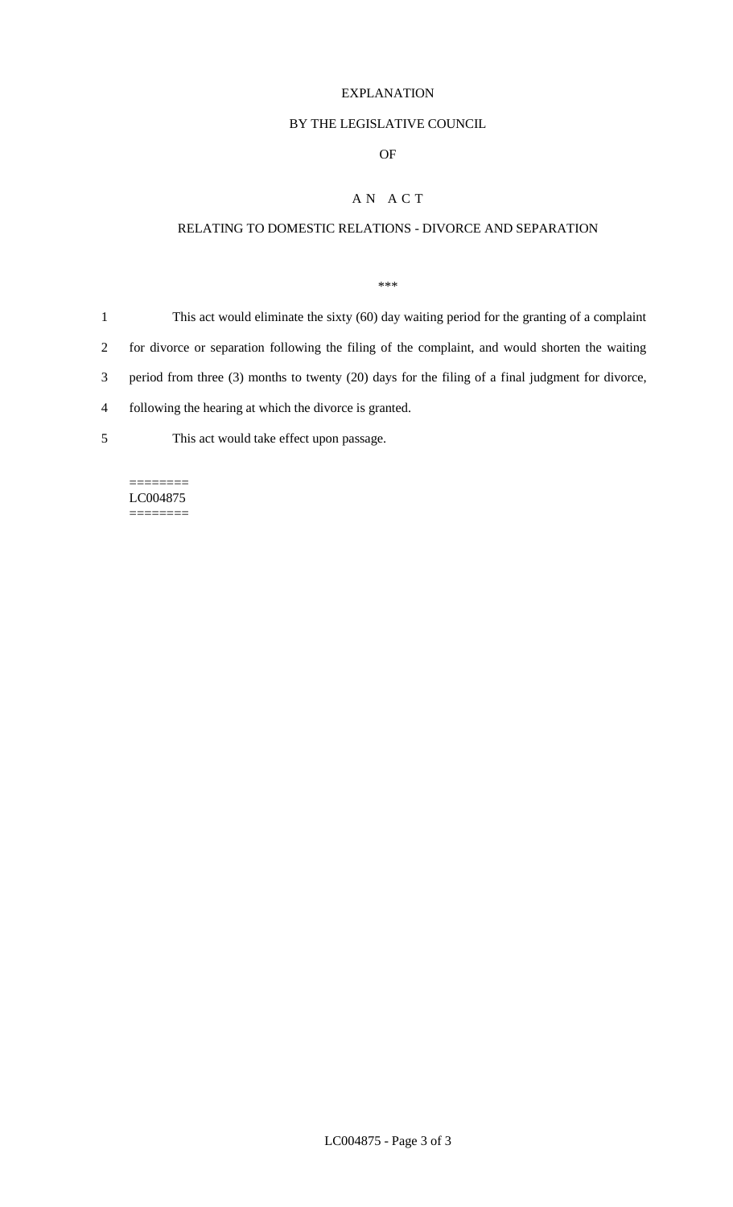# EXPLANATION

## BY THE LEGISLATIVE COUNCIL

## OF

## A N A C T

## RELATING TO DOMESTIC RELATIONS - DIVORCE AND SEPARATION

***

This act would eliminate the sixty (60) day waiting period for the granting of a complaint for divorce or separation following the filing of the complaint, and would shorten the waiting period from three (3) months to twenty (20) days for the filing of a final judgment for divorce, following the hearing at which the divorce is granted.

This act would take effect upon passage.

========
LC004875
========